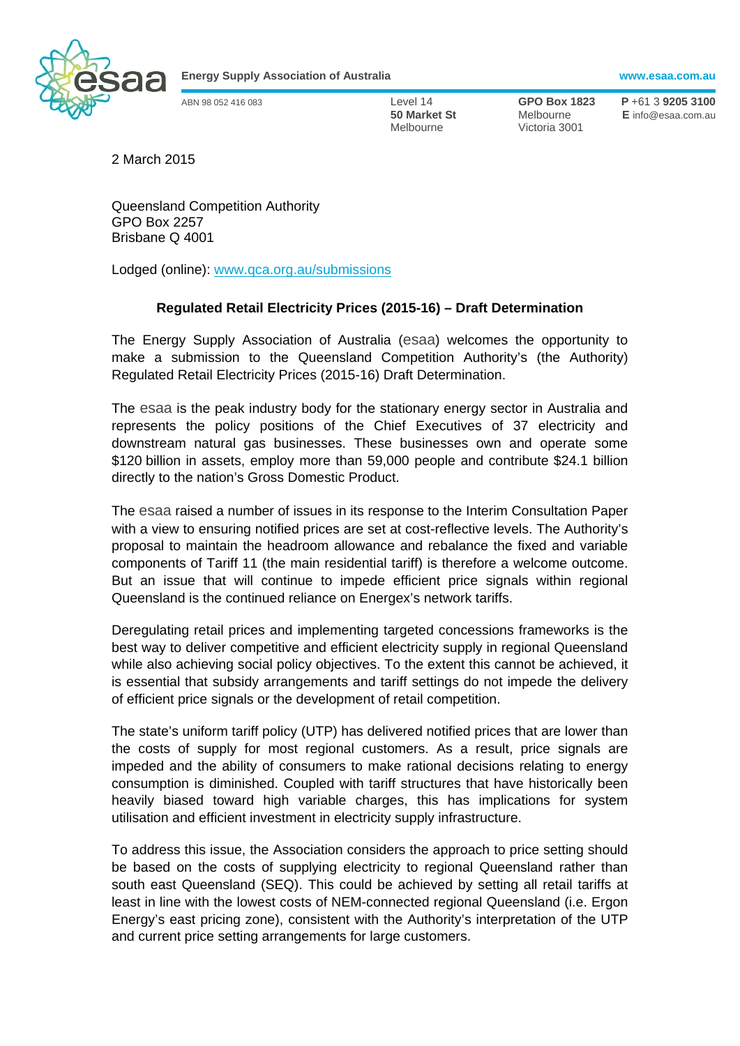**Energy Supply Association of Australia** www.esaa.com.au

ABN 98 052 416 083

Level 14
**50 Market St**
Melbourne

**GPO Box 1823**
Melbourne
Victoria 3001

**P** +61 3 **9205 3100**
**E** info@esaa.com.au

2 March 2015

Queensland Competition Authority
GPO Box 2257
Brisbane Q 4001

Lodged (online): [www.qca.org.au/submissions](www.qca.org.au/submissions)

**Regulated Retail Electricity Prices (2015-16) – Draft Determination**

The Energy Supply Association of Australia (esaa) welcomes the opportunity to make a submission to the Queensland Competition Authority's (the Authority) Regulated Retail Electricity Prices (2015-16) Draft Determination.

The esaa is the peak industry body for the stationary energy sector in Australia and represents the policy positions of the Chief Executives of 37 electricity and downstream natural gas businesses. These businesses own and operate some $120 billion in assets, employ more than 59,000 people and contribute $24.1 billion directly to the nation's Gross Domestic Product.

The esaa raised a number of issues in its response to the Interim Consultation Paper with a view to ensuring notified prices are set at cost-reflective levels. The Authority's proposal to maintain the headroom allowance and rebalance the fixed and variable components of Tariff 11 (the main residential tariff) is therefore a welcome outcome. But an issue that will continue to impede efficient price signals within regional Queensland is the continued reliance on Energex's network tariffs.

Deregulating retail prices and implementing targeted concessions frameworks is the best way to deliver competitive and efficient electricity supply in regional Queensland while also achieving social policy objectives. To the extent this cannot be achieved, it is essential that subsidy arrangements and tariff settings do not impede the delivery of efficient price signals or the development of retail competition.

The state's uniform tariff policy (UTP) has delivered notified prices that are lower than the costs of supply for most regional customers. As a result, price signals are impeded and the ability of consumers to make rational decisions relating to energy consumption is diminished. Coupled with tariff structures that have historically been heavily biased toward high variable charges, this has implications for system utilisation and efficient investment in electricity supply infrastructure.

To address this issue, the Association considers the approach to price setting should be based on the costs of supplying electricity to regional Queensland rather than south east Queensland (SEQ). This could be achieved by setting all retail tariffs at least in line with the lowest costs of NEM-connected regional Queensland (i.e. Ergon Energy's east pricing zone), consistent with the Authority's interpretation of the UTP and current price setting arrangements for large customers.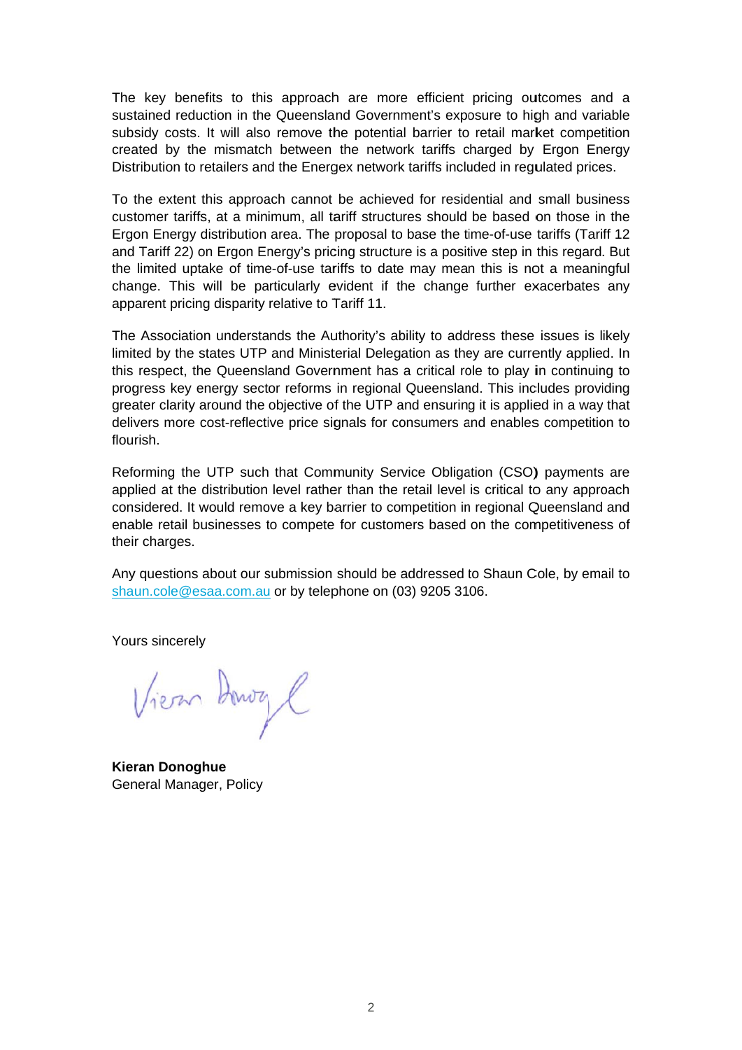The key benefits to this approach are more efficient pricing outcomes and a sustained reduction in the Queensland Government's exposure to high and variable subsidy costs. It will also remove the potential barrier to retail market competition created by the mismatch between the network tariffs charged by Ergon Energy Distribution to retailers and the Energex network tariffs included in regulated prices.

To the extent this approach cannot be achieved for residential and small business customer tariffs, at a minimum, all tariff structures should be based on those in the Ergon Energy distribution area. The proposal to base the time-of-use tariffs (Tariff 12 and Tariff 22) on Ergon Energy's pricing structure is a positive step in this regard. But the limited uptake of time-of-use tariffs to date may mean this is not a meaningful change. This will be particularly evident if the change further exacerbates any apparent pricing disparity relative to Tariff 11.

The Association understands the Authority's ability to address these issues is likely limited by the states UTP and Ministerial Delegation as they are currently applied. In this respect, the Queensland Government has a critical role to play in continuing to progress key energy sector reforms in regional Queensland. This includes providing greater clarity around the objective of the UTP and ensuring it is applied in a way that delivers more cost-reflective price signals for consumers and enables competition to flourish.

Reforming the UTP such that Community Service Obligation (CSO) payments are applied at the distribution level rather than the retail level is critical to any approach considered. It would remove a key barrier to competition in regional Queensland and enable retail businesses to compete for customers based on the competitiveness of their charges.

Any questions about our submission should be addressed to Shaun Cole, by email to shaun.cole@esaa.com.au or by telephone on (03) 9205 3106.

Yours sincerely

**Kieran Donoghue**
General Manager, Policy